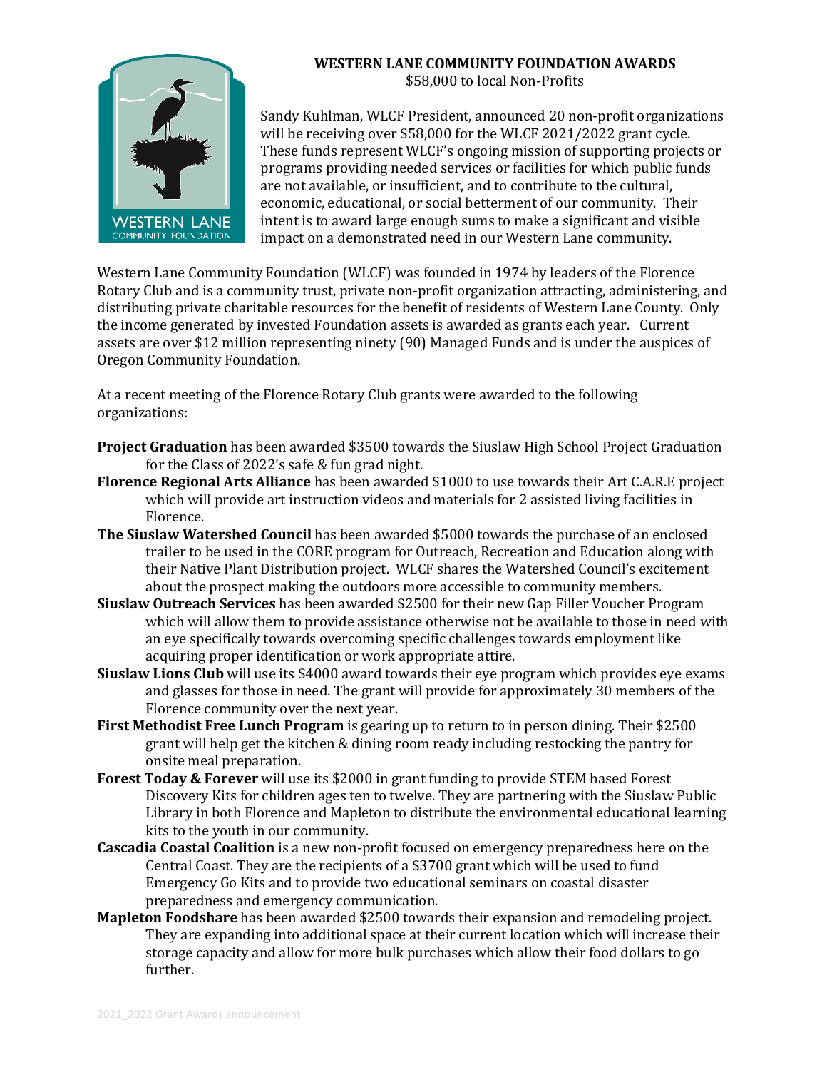# WESTERN LANE COMMUNITY FOUNDATION AWARDS

$58,000 to local Non-Profits

Sandy Kuhlman, WLCF President, announced 20 non-profit organizations will be receiving over $58,000 for the WLCF 2021/2022 grant cycle. These funds represent WLCF's ongoing mission of supporting projects or programs providing needed services or facilities for which public funds are not available, or insufficient, and to contribute to the cultural, economic, educational, or social betterment of our community. Their intent is to award large enough sums to make a significant and visible impact on a demonstrated need in our Western Lane community.

Western Lane Community Foundation (WLCF) was founded in 1974 by leaders of the Florence Rotary Club and is a community trust, private non-profit organization attracting, administering, and distributing private charitable resources for the benefit of residents of Western Lane County. Only the income generated by invested Foundation assets is awarded as grants each year. Current assets are over $12 million representing ninety (90) Managed Funds and is under the auspices of Oregon Community Foundation.

At a recent meeting of the Florence Rotary Club grants were awarded to the following organizations:

**Project Graduation** has been awarded $3500 towards the Siuslaw High School Project Graduation for the Class of 2022's safe & fun grad night.

**Florence Regional Arts Alliance** has been awarded $1000 to use towards their Art C.A.R.E project which will provide art instruction videos and materials for 2 assisted living facilities in Florence.

**The Siuslaw Watershed Council** has been awarded $5000 towards the purchase of an enclosed trailer to be used in the CORE program for Outreach, Recreation and Education along with their Native Plant Distribution project. WLCF shares the Watershed Council's excitement about the prospect making the outdoors more accessible to community members.

**Siuslaw Outreach Services** has been awarded $2500 for their new Gap Filler Voucher Program which will allow them to provide assistance otherwise not be available to those in need with an eye specifically towards overcoming specific challenges towards employment like acquiring proper identification or work appropriate attire.

**Siuslaw Lions Club** will use its $4000 award towards their eye program which provides eye exams and glasses for those in need. The grant will provide for approximately 30 members of the Florence community over the next year.

**First Methodist Free Lunch Program** is gearing up to return to in person dining. Their $2500 grant will help get the kitchen & dining room ready including restocking the pantry for onsite meal preparation.

**Forest Today & Forever** will use its $2000 in grant funding to provide STEM based Forest Discovery Kits for children ages ten to twelve. They are partnering with the Siuslaw Public Library in both Florence and Mapleton to distribute the environmental educational learning kits to the youth in our community.

**Cascadia Coastal Coalition** is a new non-profit focused on emergency preparedness here on the Central Coast. They are the recipients of a $3700 grant which will be used to fund Emergency Go Kits and to provide two educational seminars on coastal disaster preparedness and emergency communication.

**Mapleton Foodshare** has been awarded $2500 towards their expansion and remodeling project. They are expanding into additional space at their current location which will increase their storage capacity and allow for more bulk purchases which allow their food dollars to go further.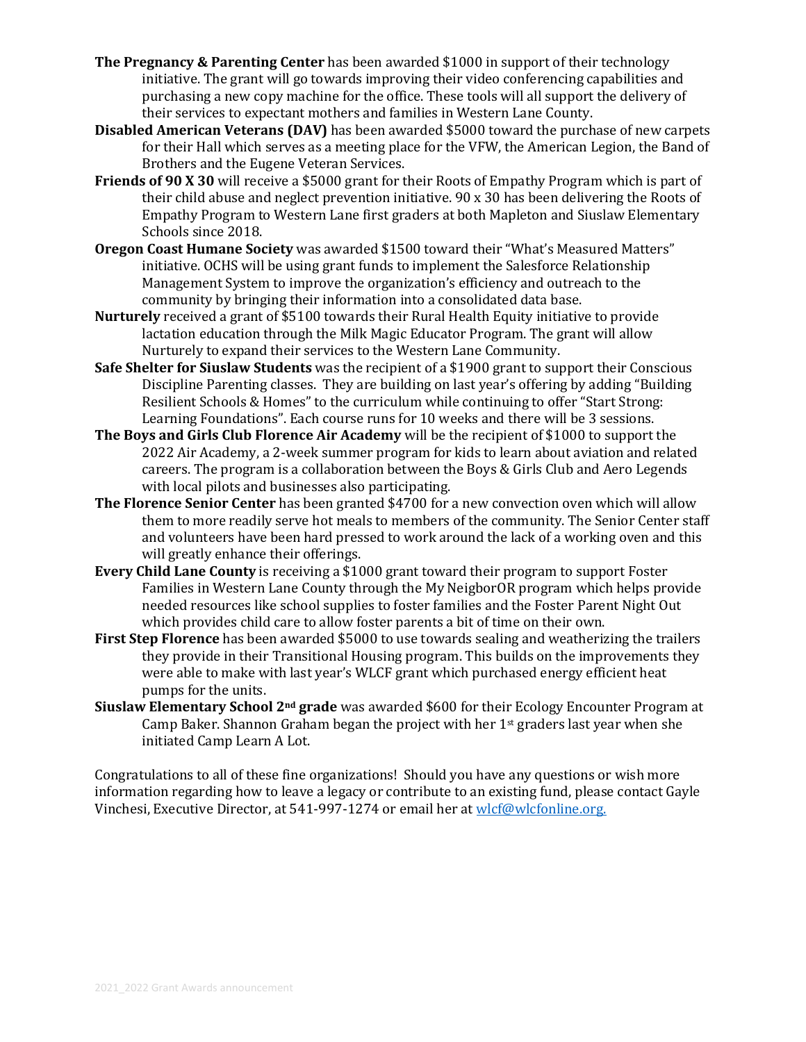**The Pregnancy & Parenting Center** has been awarded $1000 in support of their technology initiative. The grant will go towards improving their video conferencing capabilities and purchasing a new copy machine for the office. These tools will all support the delivery of their services to expectant mothers and families in Western Lane County.

**Disabled American Veterans (DAV)** has been awarded $5000 toward the purchase of new carpets for their Hall which serves as a meeting place for the VFW, the American Legion, the Band of Brothers and the Eugene Veteran Services.

**Friends of 90 X 30** will receive a $5000 grant for their Roots of Empathy Program which is part of their child abuse and neglect prevention initiative. 90 x 30 has been delivering the Roots of Empathy Program to Western Lane first graders at both Mapleton and Siuslaw Elementary Schools since 2018.

**Oregon Coast Humane Society** was awarded $1500 toward their "What's Measured Matters" initiative. OCHS will be using grant funds to implement the Salesforce Relationship Management System to improve the organization's efficiency and outreach to the community by bringing their information into a consolidated data base.

**Nurturely** received a grant of $5100 towards their Rural Health Equity initiative to provide lactation education through the Milk Magic Educator Program. The grant will allow Nurturely to expand their services to the Western Lane Community.

**Safe Shelter for Siuslaw Students** was the recipient of a $1900 grant to support their Conscious Discipline Parenting classes. They are building on last year's offering by adding "Building Resilient Schools & Homes" to the curriculum while continuing to offer "Start Strong: Learning Foundations". Each course runs for 10 weeks and there will be 3 sessions.

**The Boys and Girls Club Florence Air Academy** will be the recipient of $1000 to support the 2022 Air Academy, a 2-week summer program for kids to learn about aviation and related careers. The program is a collaboration between the Boys & Girls Club and Aero Legends with local pilots and businesses also participating.

**The Florence Senior Center** has been granted $4700 for a new convection oven which will allow them to more readily serve hot meals to members of the community. The Senior Center staff and volunteers have been hard pressed to work around the lack of a working oven and this will greatly enhance their offerings.

**Every Child Lane County** is receiving a $1000 grant toward their program to support Foster Families in Western Lane County through the My NeigborOR program which helps provide needed resources like school supplies to foster families and the Foster Parent Night Out which provides child care to allow foster parents a bit of time on their own.

**First Step Florence** has been awarded $5000 to use towards sealing and weatherizing the trailers they provide in their Transitional Housing program. This builds on the improvements they were able to make with last year's WLCF grant which purchased energy efficient heat pumps for the units.

**Siuslaw Elementary School 2nd grade** was awarded $600 for their Ecology Encounter Program at Camp Baker. Shannon Graham began the project with her 1st graders last year when she initiated Camp Learn A Lot.

Congratulations to all of these fine organizations! Should you have any questions or wish more information regarding how to leave a legacy or contribute to an existing fund, please contact Gayle Vinchesi, Executive Director, at 541-997-1274 or email her at wlcf@wlcfonline.org.